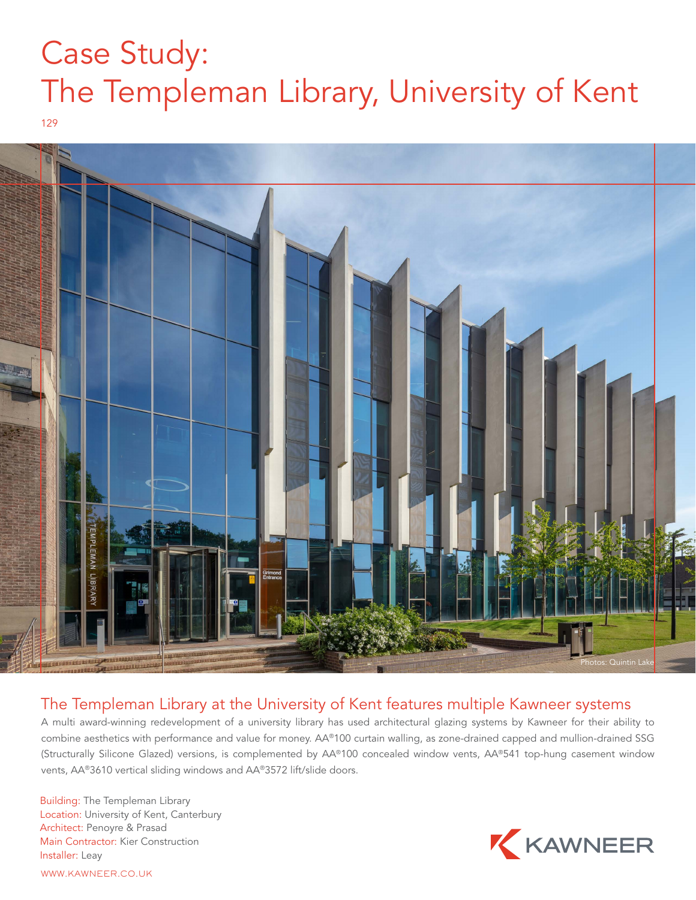# Case Study: The Templeman Library, University of Kent

129

Photos: Quintin Lake

## The Templeman Library at the University of Kent features multiple Kawneer systems

A multi award-winning redevelopment of a university library has used architectural glazing systems by Kawneer for their ability to combine aesthetics with performance and value for money. AA®100 curtain walling, as zone-drained capped and mullion-drained SSG (Structurally Silicone Glazed) versions, is complemented by AA®100 concealed window vents, AA®541 top-hung casement window vents, AA®3610 vertical sliding windows and AA®3572 lift/slide doors.

Building: The Templeman Library
Location: University of Kent, Canterbury
Architect: Penoyre & Prasad
Main Contractor: Kier Construction
Installer: Leay

KAWNEER

WWW.KAWNEER.CO.UK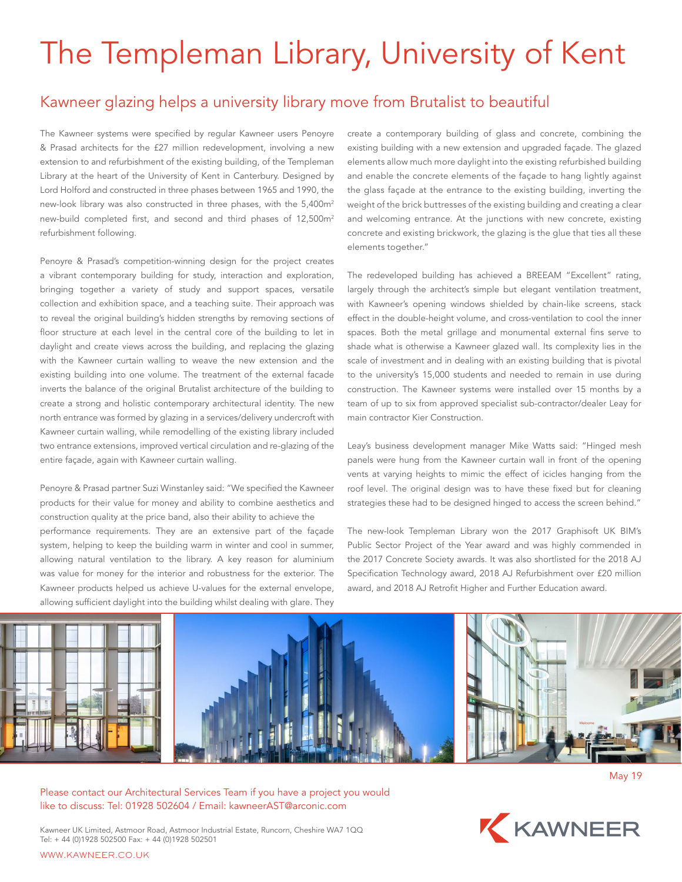# The Templeman Library, University of Kent

## Kawneer glazing helps a university library move from Brutalist to beautiful

The Kawneer systems were specified by regular Kawneer users Penoyre & Prasad architects for the £27 million redevelopment, involving a new extension to and refurbishment of the existing building, of the Templeman Library at the heart of the University of Kent in Canterbury. Designed by Lord Holford and constructed in three phases between 1965 and 1990, the new-look library was also constructed in three phases, with the 5,400m$^2$ new-build completed first, and second and third phases of 12,500m$^2$ refurbishment following.

Penoyre & Prasad's competition-winning design for the project creates a vibrant contemporary building for study, interaction and exploration, bringing together a variety of study and support spaces, versatile collection and exhibition space, and a teaching suite. Their approach was to reveal the original building's hidden strengths by removing sections of floor structure at each level in the central core of the building to let in daylight and create views across the building, and replacing the glazing with the Kawneer curtain walling to weave the new extension and the existing building into one volume. The treatment of the external facade inverts the balance of the original Brutalist architecture of the building to create a strong and holistic contemporary architectural identity. The new north entrance was formed by glazing in a services/delivery undercroft with Kawneer curtain walling, while remodelling of the existing library included two entrance extensions, improved vertical circulation and re-glazing of the entire façade, again with Kawneer curtain walling.

Penoyre & Prasad partner Suzi Winstanley said: "We specified the Kawneer products for their value for money and ability to combine aesthetics and construction quality at the price band, also their ability to achieve the performance requirements. They are an extensive part of the façade system, helping to keep the building warm in winter and cool in summer, allowing natural ventilation to the library. A key reason for aluminium was value for money for the interior and robustness for the exterior. The Kawneer products helped us achieve U-values for the external envelope, allowing sufficient daylight into the building whilst dealing with glare. They create a contemporary building of glass and concrete, combining the existing building with a new extension and upgraded façade. The glazed elements allow much more daylight into the existing refurbished building and enable the concrete elements of the façade to hang lightly against the glass façade at the entrance to the existing building, inverting the weight of the brick buttresses of the existing building and creating a clear and welcoming entrance. At the junctions with new concrete, existing concrete and existing brickwork, the glazing is the glue that ties all these elements together."

The redeveloped building has achieved a BREEAM "Excellent" rating, largely through the architect's simple but elegant ventilation treatment, with Kawneer's opening windows shielded by chain-like screens, stack effect in the double-height volume, and cross-ventilation to cool the inner spaces. Both the metal grillage and monumental external fins serve to shade what is otherwise a Kawneer glazed wall. Its complexity lies in the scale of investment and in dealing with an existing building that is pivotal to the university's 15,000 students and needed to remain in use during construction. The Kawneer systems were installed over 15 months by a team of up to six from approved specialist sub-contractor/dealer Leay for main contractor Kier Construction.

Leay's business development manager Mike Watts said: "Hinged mesh panels were hung from the Kawneer curtain wall in front of the opening vents at varying heights to mimic the effect of icicles hanging from the roof level. The original design was to have these fixed but for cleaning strategies these had to be designed hinged to access the screen behind."

The new-look Templeman Library won the 2017 Graphisoft UK BIM's Public Sector Project of the Year award and was highly commended in the 2017 Concrete Society awards. It was also shortlisted for the 2018 AJ Specification Technology award, 2018 AJ Refurbishment over £20 million award, and 2018 AJ Retrofit Higher and Further Education award.

May 19

Please contact our Architectural Services Team if you have a project you would like to discuss: Tel: 01928 502604 / Email: kawneerAST@arconic.com

Kawneer UK Limited, Astmoor Road, Astmoor Industrial Estate, Runcorn, Cheshire WA7 1QQ
Tel: + 44 (0)1928 502500 Fax: + 44 (0)1928 502501

WWW.KAWNEER.CO.UK

KAWNEER